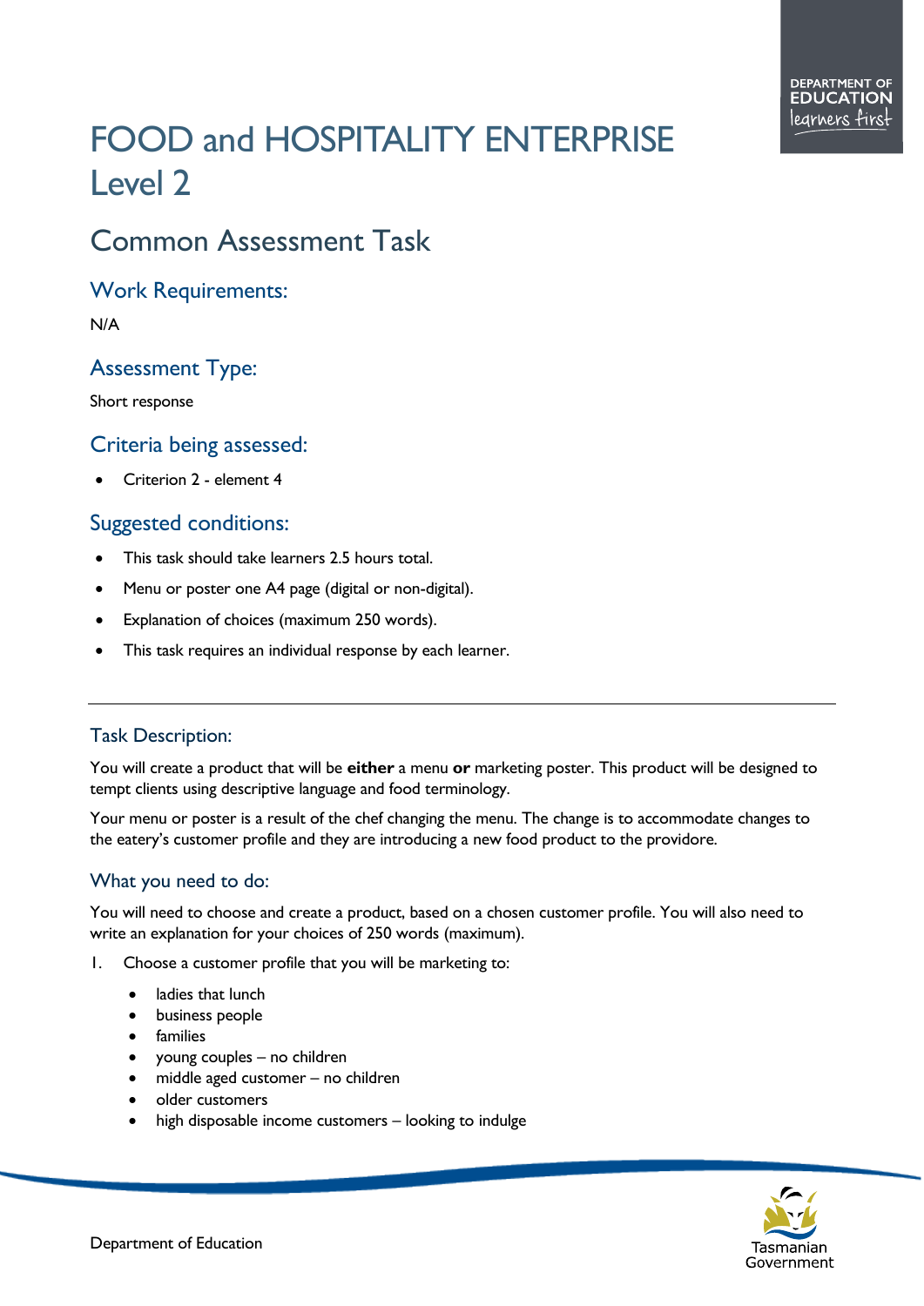# FOOD and HOSPITALITY ENTERPRISE Level 2

## Common Assessment Task

### Work Requirements:

N/A

### Assessment Type:

Short response

### Criteria being assessed:

- Criterion 2 - element 4

### Suggested conditions:

- This task should take learners 2.5 hours total.
- Menu or poster one A4 page (digital or non-digital).
- Explanation of choices (maximum 250 words).
- This task requires an individual response by each learner.

---

### Task Description:

You will create a product that will be **either** a menu **or** marketing poster. This product will be designed to tempt clients using descriptive language and food terminology.

Your menu or poster is a result of the chef changing the menu. The change is to accommodate changes to the eatery's customer profile and they are introducing a new food product to the providore.

### What you need to do:

You will need to choose and create a product, based on a chosen customer profile. You will also need to write an explanation for your choices of 250 words (maximum).

1. Choose a customer profile that you will be marketing to:
   - ladies that lunch
   - business people
   - families
   - young couples – no children
   - middle aged customer – no children
   - older customers
   - high disposable income customers – looking to indulge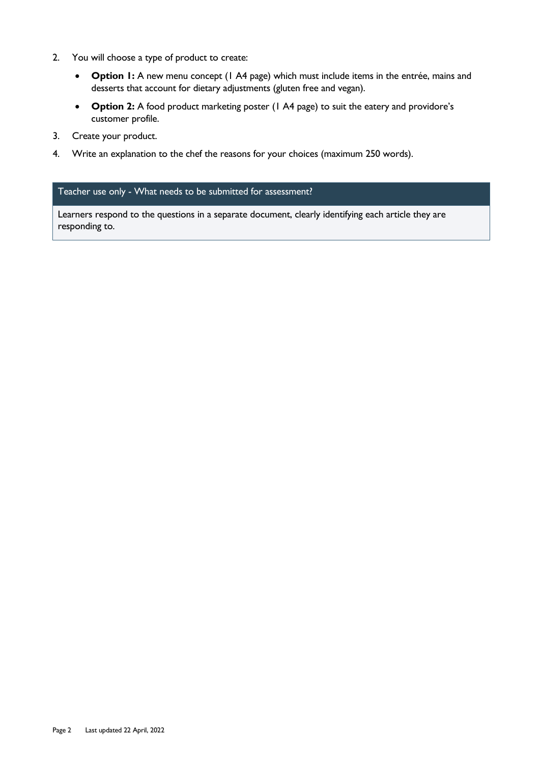2. You will choose a type of product to create:
    - **Option 1:** A new menu concept (1 A4 page) which must include items in the entrée, mains and desserts that account for dietary adjustments (gluten free and vegan).
    - **Option 2:** A food product marketing poster (1 A4 page) to suit the eatery and providore's customer profile.
3. Create your product.
4. Write an explanation to the chef the reasons for your choices (maximum 250 words).

| Teacher use only - What needs to be submitted for assessment? |
| --- |
| Learners respond to the questions in a separate document, clearly identifying each article they are responding to. |